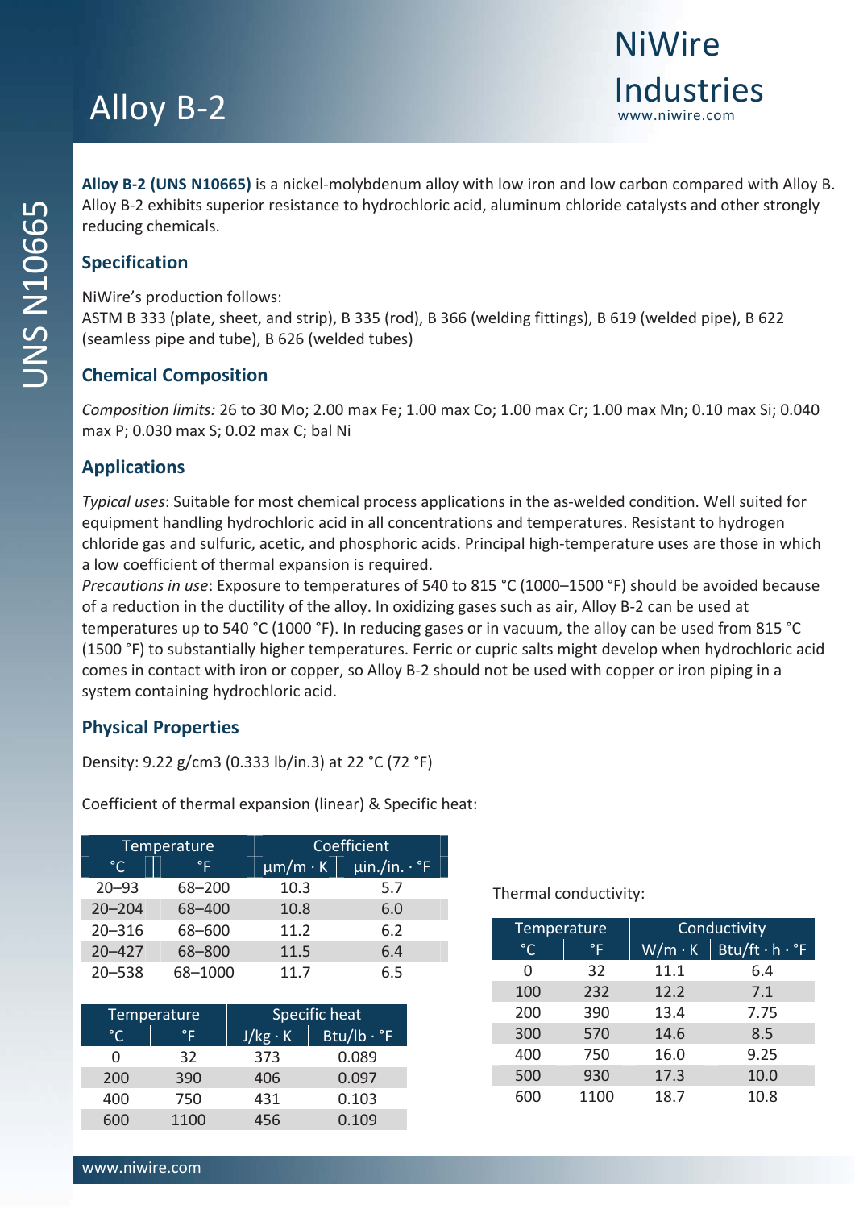# Alloy B-2

NiWire Industries
www.niwire.com

UNS N10665

**Alloy B-2 (UNS N10665)** is a nickel-molybdenum alloy with low iron and low carbon compared with Alloy B. Alloy B-2 exhibits superior resistance to hydrochloric acid, aluminum chloride catalysts and other strongly reducing chemicals.

## Specification

NiWire's production follows:
ASTM B 333 (plate, sheet, and strip), B 335 (rod), B 366 (welding fittings), B 619 (welded pipe), B 622 (seamless pipe and tube), B 626 (welded tubes)

## Chemical Composition

*Composition limits:* 26 to 30 Mo; 2.00 max Fe; 1.00 max Co; 1.00 max Cr; 1.00 max Mn; 0.10 max Si; 0.040 max P; 0.030 max S; 0.02 max C; bal Ni

## Applications

*Typical uses*: Suitable for most chemical process applications in the as-welded condition. Well suited for equipment handling hydrochloric acid in all concentrations and temperatures. Resistant to hydrogen chloride gas and sulfuric, acetic, and phosphoric acids. Principal high-temperature uses are those in which a low coefficient of thermal expansion is required.
*Precautions in use*: Exposure to temperatures of 540 to 815 °C (1000–1500 °F) should be avoided because of a reduction in the ductility of the alloy. In oxidizing gases such as air, Alloy B-2 can be used at temperatures up to 540 °C (1000 °F). In reducing gases or in vacuum, the alloy can be used from 815 °C (1500 °F) to substantially higher temperatures. Ferric or cupric salts might develop when hydrochloric acid comes in contact with iron or copper, so Alloy B-2 should not be used with copper or iron piping in a system containing hydrochloric acid.

## Physical Properties

Density: 9.22 g/cm3 (0.333 lb/in.3) at 22 °C (72 °F)

Coefficient of thermal expansion (linear) & Specific heat:

| Temperature | | Coefficient | |
|---|---|---|---|
| °C | °F | µm/m · K | µin./in. · °F |
| 20–93 | 68–200 | 10.3 | 5.7 |
| 20–204 | 68–400 | 10.8 | 6.0 |
| 20–316 | 68–600 | 11.2 | 6.2 |
| 20–427 | 68–800 | 11.5 | 6.4 |
| 20–538 | 68–1000 | 11.7 | 6.5 |

| Temperature | | Specific heat | |
|---|---|---|---|
| °C | °F | J/kg · K | Btu/lb · °F |
| 0 | 32 | 373 | 0.089 |
| 200 | 390 | 406 | 0.097 |
| 400 | 750 | 431 | 0.103 |
| 600 | 1100 | 456 | 0.109 |

Thermal conductivity:

| Temperature | | Conductivity | |
|---|---|---|---|
| °C | °F | W/m · K | Btu/ft · h · °F |
| 0 | 32 | 11.1 | 6.4 |
| 100 | 232 | 12.2 | 7.1 |
| 200 | 390 | 13.4 | 7.75 |
| 300 | 570 | 14.6 | 8.5 |
| 400 | 750 | 16.0 | 9.25 |
| 500 | 930 | 17.3 | 10.0 |
| 600 | 1100 | 18.7 | 10.8 |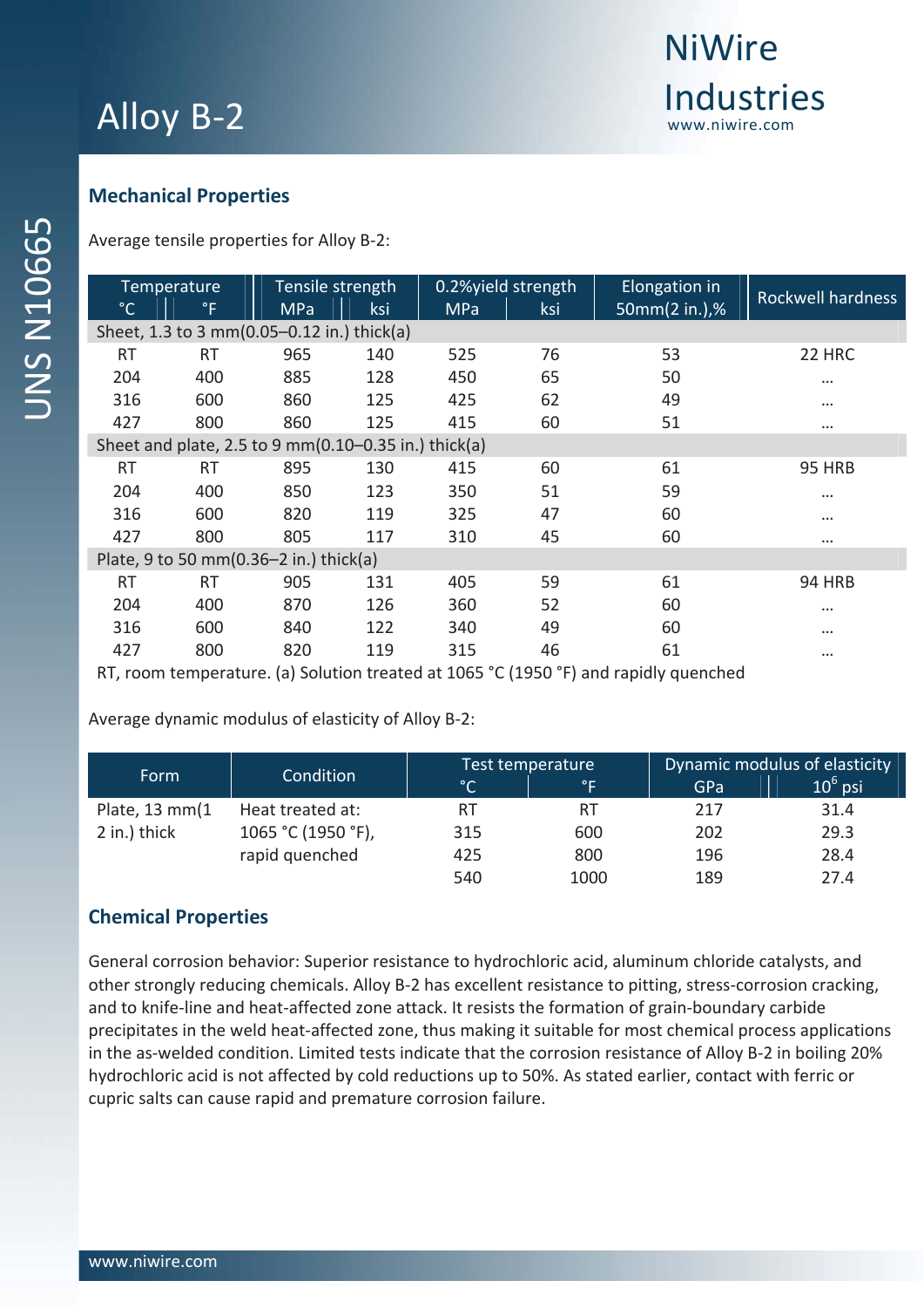# Alloy B-2

## Mechanical Properties

Average tensile properties for Alloy B-2:

| Temperature | | Tensile strength | | 0.2%yield strength | | Elongation in | Rockwell hardness |
|---|---|---|---|---|---|---|---|
| °C | °F | MPa | ksi | MPa | ksi | 50mm(2 in.),% | |
| Sheet, 1.3 to 3 mm(0.05–0.12 in.) thick(a) | | | | | | | |
| RT | RT | 965 | 140 | 525 | 76 | 53 | 22 HRC |
| 204 | 400 | 885 | 128 | 450 | 65 | 50 | … |
| 316 | 600 | 860 | 125 | 425 | 62 | 49 | … |
| 427 | 800 | 860 | 125 | 415 | 60 | 51 | … |
| Sheet and plate, 2.5 to 9 mm(0.10–0.35 in.) thick(a) | | | | | | | |
| RT | RT | 895 | 130 | 415 | 60 | 61 | 95 HRB |
| 204 | 400 | 850 | 123 | 350 | 51 | 59 | … |
| 316 | 600 | 820 | 119 | 325 | 47 | 60 | … |
| 427 | 800 | 805 | 117 | 310 | 45 | 60 | … |
| Plate, 9 to 50 mm(0.36–2 in.) thick(a) | | | | | | | |
| RT | RT | 905 | 131 | 405 | 59 | 61 | 94 HRB |
| 204 | 400 | 870 | 126 | 360 | 52 | 60 | … |
| 316 | 600 | 840 | 122 | 340 | 49 | 60 | … |
| 427 | 800 | 820 | 119 | 315 | 46 | 61 | … |

RT, room temperature. (a) Solution treated at 1065 °C (1950 °F) and rapidly quenched

Average dynamic modulus of elasticity of Alloy B-2:

| Form | Condition | Test temperature | | Dynamic modulus of elasticity | |
|---|---|---|---|---|---|
| | | °C | °F | GPa | $10^6$ psi |
| Plate, 13 mm(1 2 in.) thick | Heat treated at: 1065 °C (1950 °F), rapid quenched | RT | RT | 217 | 31.4 |
| | | 315 | 600 | 202 | 29.3 |
| | | 425 | 800 | 196 | 28.4 |
| | | 540 | 1000 | 189 | 27.4 |

## Chemical Properties

General corrosion behavior: Superior resistance to hydrochloric acid, aluminum chloride catalysts, and other strongly reducing chemicals. Alloy B-2 has excellent resistance to pitting, stress-corrosion cracking, and to knife-line and heat-affected zone attack. It resists the formation of grain-boundary carbide precipitates in the weld heat-affected zone, thus making it suitable for most chemical process applications in the as-welded condition. Limited tests indicate that the corrosion resistance of Alloy B-2 in boiling 20% hydrochloric acid is not affected by cold reductions up to 50%. As stated earlier, contact with ferric or cupric salts can cause rapid and premature corrosion failure.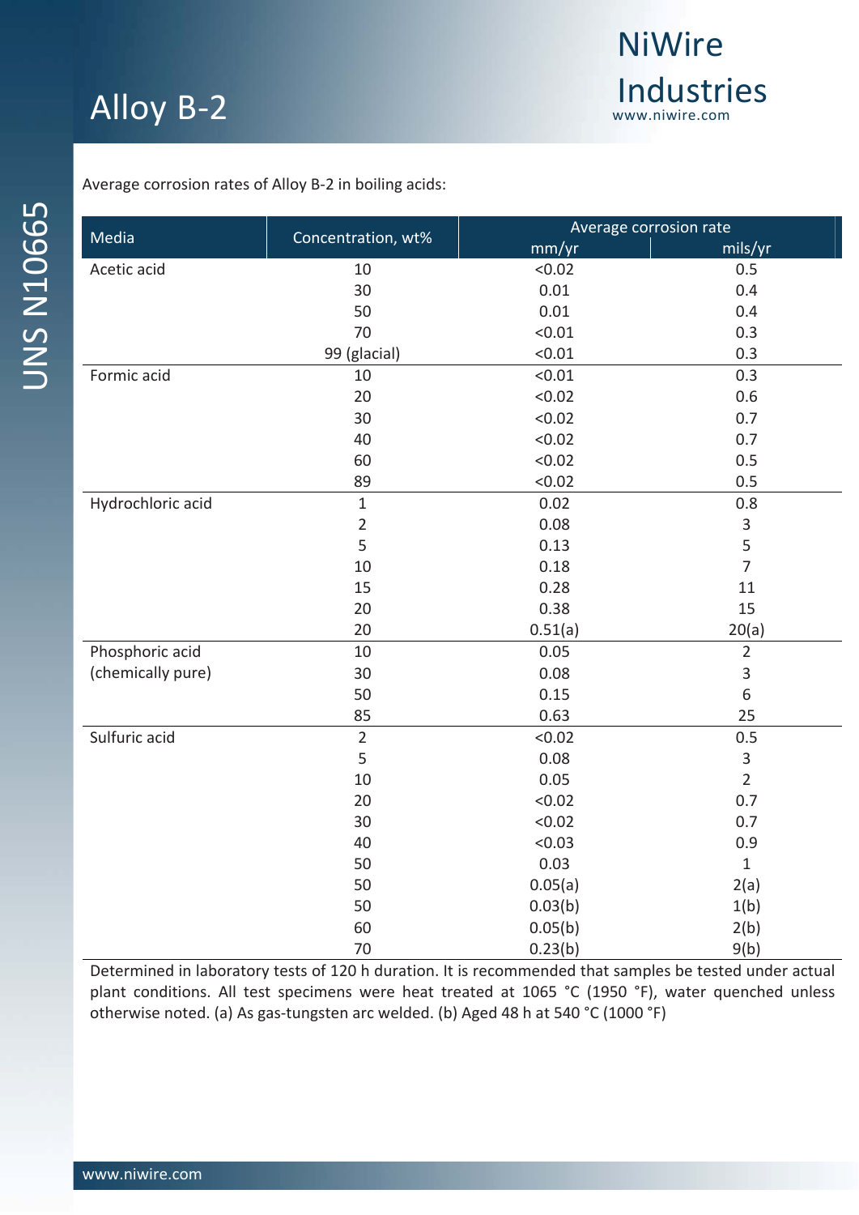Average corrosion rates of Alloy B-2 in boiling acids:

| Media | Concentration, wt% | Average corrosion rate | |
|---|---|---|---|
| | | mm/yr | mils/yr |
| Acetic acid | 10 | <0.02 | 0.5 |
| | 30 | 0.01 | 0.4 |
| | 50 | 0.01 | 0.4 |
| | 70 | <0.01 | 0.3 |
| | 99 (glacial) | <0.01 | 0.3 |
| Formic acid | 10 | <0.01 | 0.3 |
| | 20 | <0.02 | 0.6 |
| | 30 | <0.02 | 0.7 |
| | 40 | <0.02 | 0.7 |
| | 60 | <0.02 | 0.5 |
| | 89 | <0.02 | 0.5 |
| Hydrochloric acid | 1 | 0.02 | 0.8 |
| | 2 | 0.08 | 3 |
| | 5 | 0.13 | 5 |
| | 10 | 0.18 | 7 |
| | 15 | 0.28 | 11 |
| | 20 | 0.38 | 15 |
| | 20 | 0.51(a) | 20(a) |
| Phosphoric acid (chemically pure) | 10 | 0.05 | 2 |
| | 30 | 0.08 | 3 |
| | 50 | 0.15 | 6 |
| | 85 | 0.63 | 25 |
| Sulfuric acid | 2 | <0.02 | 0.5 |
| | 5 | 0.08 | 3 |
| | 10 | 0.05 | 2 |
| | 20 | <0.02 | 0.7 |
| | 30 | <0.02 | 0.7 |
| | 40 | <0.03 | 0.9 |
| | 50 | 0.03 | 1 |
| | 50 | 0.05(a) | 2(a) |
| | 50 | 0.03(b) | 1(b) |
| | 60 | 0.05(b) | 2(b) |
| | 70 | 0.23(b) | 9(b) |

Determined in laboratory tests of 120 h duration. It is recommended that samples be tested under actual plant conditions. All test specimens were heat treated at 1065 °C (1950 °F), water quenched unless otherwise noted. (a) As gas-tungsten arc welded. (b) Aged 48 h at 540 °C (1000 °F)